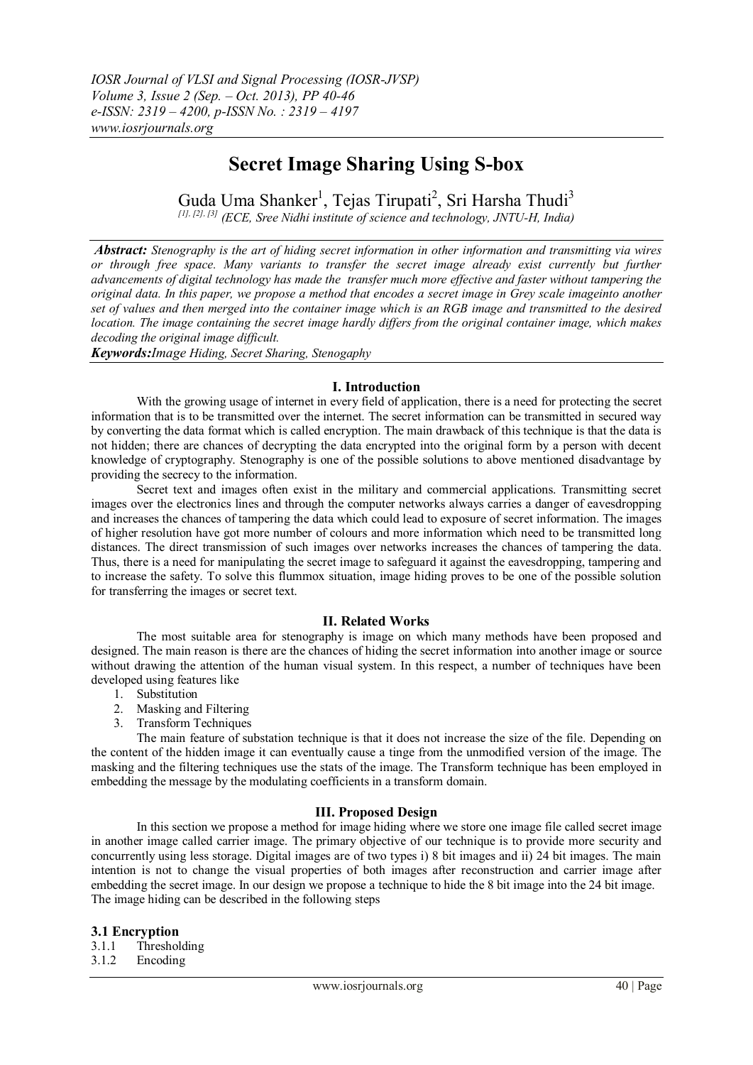# Secret Image Sharing Using S-box

Guda Uma Shanker[1], Tejas Tirupati[2], Sri Harsha Thudi[3]

*[1], [2], [3] (ECE, Sree Nidhi institute of science and technology, JNTU-H, India)*

***Abstract:*** *Stenography is the art of hiding secret information in other information and transmitting via wires or through free space. Many variants to transfer the secret image already exist currently but further advancements of digital technology has made the transfer much more effective and faster without tampering the original data. In this paper, we propose a method that encodes a secret image in Grey scale imageinto another set of values and then merged into the container image which is an RGB image and transmitted to the desired location. The image containing the secret image hardly differs from the original container image, which makes decoding the original image difficult.*

***Keywords:****Image Hiding, Secret Sharing, Stenogaphy*

## I. Introduction

With the growing usage of internet in every field of application, there is a need for protecting the secret information that is to be transmitted over the internet. The secret information can be transmitted in secured way by converting the data format which is called encryption. The main drawback of this technique is that the data is not hidden; there are chances of decrypting the data encrypted into the original form by a person with decent knowledge of cryptography. Stenography is one of the possible solutions to above mentioned disadvantage by providing the secrecy to the information.

Secret text and images often exist in the military and commercial applications. Transmitting secret images over the electronics lines and through the computer networks always carries a danger of eavesdropping and increases the chances of tampering the data which could lead to exposure of secret information. The images of higher resolution have got more number of colours and more information which need to be transmitted long distances. The direct transmission of such images over networks increases the chances of tampering the data. Thus, there is a need for manipulating the secret image to safeguard it against the eavesdropping, tampering and to increase the safety. To solve this flummox situation, image hiding proves to be one of the possible solution for transferring the images or secret text.

## II. Related Works

The most suitable area for stenography is image on which many methods have been proposed and designed. The main reason is there are the chances of hiding the secret information into another image or source without drawing the attention of the human visual system. In this respect, a number of techniques have been developed using features like

1. Substitution
2. Masking and Filtering
3. Transform Techniques

The main feature of substation technique is that it does not increase the size of the file. Depending on the content of the hidden image it can eventually cause a tinge from the unmodified version of the image. The masking and the filtering techniques use the stats of the image. The Transform technique has been employed in embedding the message by the modulating coefficients in a transform domain.

## III. Proposed Design

In this section we propose a method for image hiding where we store one image file called secret image in another image called carrier image. The primary objective of our technique is to provide more security and concurrently using less storage. Digital images are of two types i) 8 bit images and ii) 24 bit images. The main intention is not to change the visual properties of both images after reconstruction and carrier image after embedding the secret image. In our design we propose a technique to hide the 8 bit image into the 24 bit image. The image hiding can be described in the following steps

### 3.1 Encryption

3.1.1 Thresholding

3.1.2 Encoding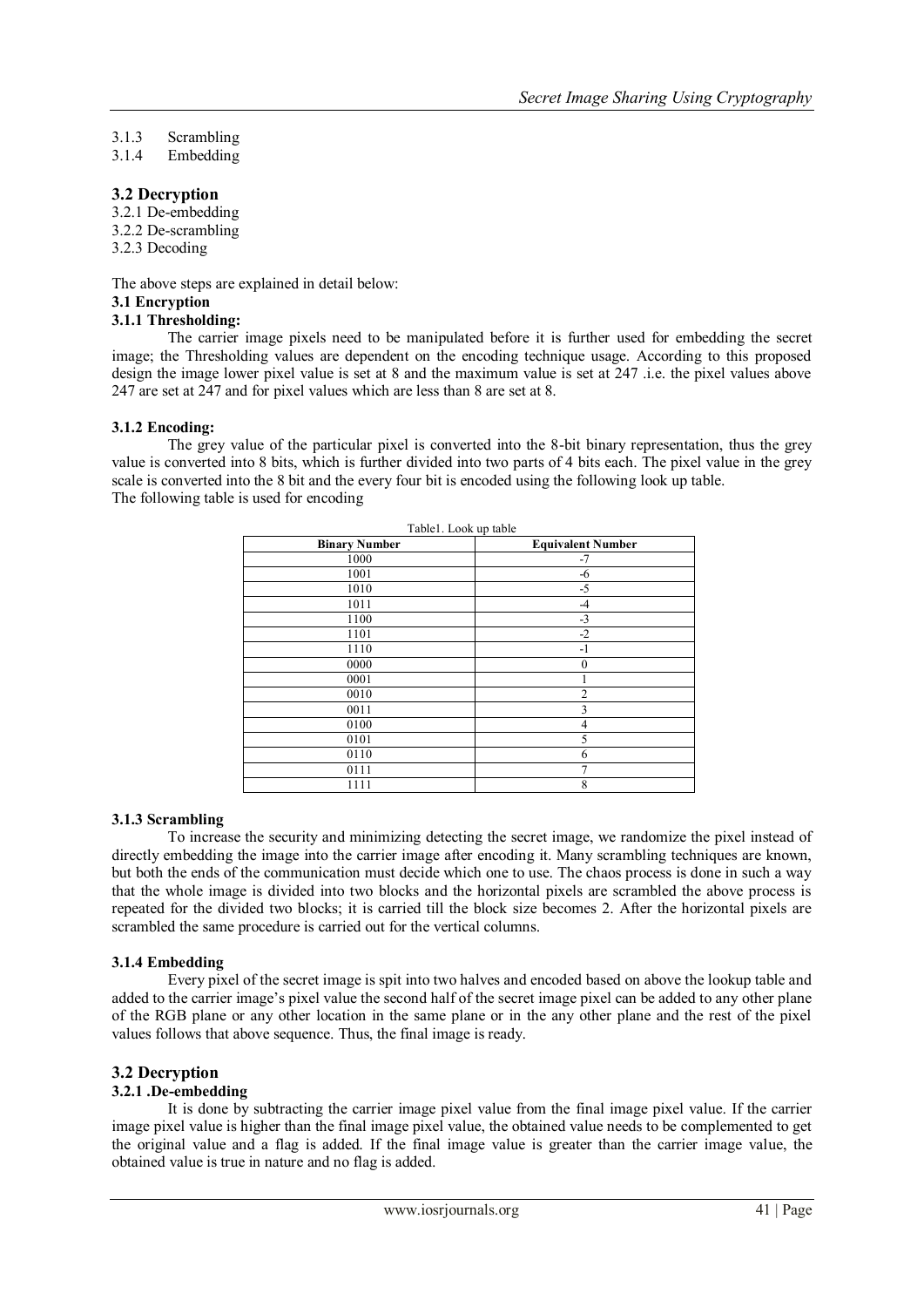3.1.3 Scrambling
3.1.4 Embedding

## 3.2 Decryption

3.2.1 De-embedding
3.2.2 De-scrambling
3.2.3 Decoding

The above steps are explained in detail below:

**3.1 Encryption**

**3.1.1 Thresholding:**

The carrier image pixels need to be manipulated before it is further used for embedding the secret image; the Thresholding values are dependent on the encoding technique usage. According to this proposed design the image lower pixel value is set at 8 and the maximum value is set at 247 .i.e. the pixel values above 247 are set at 247 and for pixel values which are less than 8 are set at 8.

**3.1.2 Encoding:**

The grey value of the particular pixel is converted into the 8-bit binary representation, thus the grey value is converted into 8 bits, which is further divided into two parts of 4 bits each. The pixel value in the grey scale is converted into the 8 bit and the every four bit is encoded using the following look up table.
The following table is used for encoding

Table1. Look up table

| Binary Number | Equivalent Number |
|---|---|
| 1000 | -7 |
| 1001 | -6 |
| 1010 | -5 |
| 1011 | -4 |
| 1100 | -3 |
| 1101 | -2 |
| 1110 | -1 |
| 0000 | 0 |
| 0001 | 1 |
| 0010 | 2 |
| 0011 | 3 |
| 0100 | 4 |
| 0101 | 5 |
| 0110 | 6 |
| 0111 | 7 |
| 1111 | 8 |

**3.1.3 Scrambling**

To increase the security and minimizing detecting the secret image, we randomize the pixel instead of directly embedding the image into the carrier image after encoding it. Many scrambling techniques are known, but both the ends of the communication must decide which one to use. The chaos process is done in such a way that the whole image is divided into two blocks and the horizontal pixels are scrambled the above process is repeated for the divided two blocks; it is carried till the block size becomes 2. After the horizontal pixels are scrambled the same procedure is carried out for the vertical columns.

**3.1.4 Embedding**

Every pixel of the secret image is spit into two halves and encoded based on above the lookup table and added to the carrier image's pixel value the second half of the secret image pixel can be added to any other plane of the RGB plane or any other location in the same plane or in the any other plane and the rest of the pixel values follows that above sequence. Thus, the final image is ready.

## 3.2 Decryption

**3.2.1 .De-embedding**

It is done by subtracting the carrier image pixel value from the final image pixel value. If the carrier image pixel value is higher than the final image pixel value, the obtained value needs to be complemented to get the original value and a flag is added. If the final image value is greater than the carrier image value, the obtained value is true in nature and no flag is added.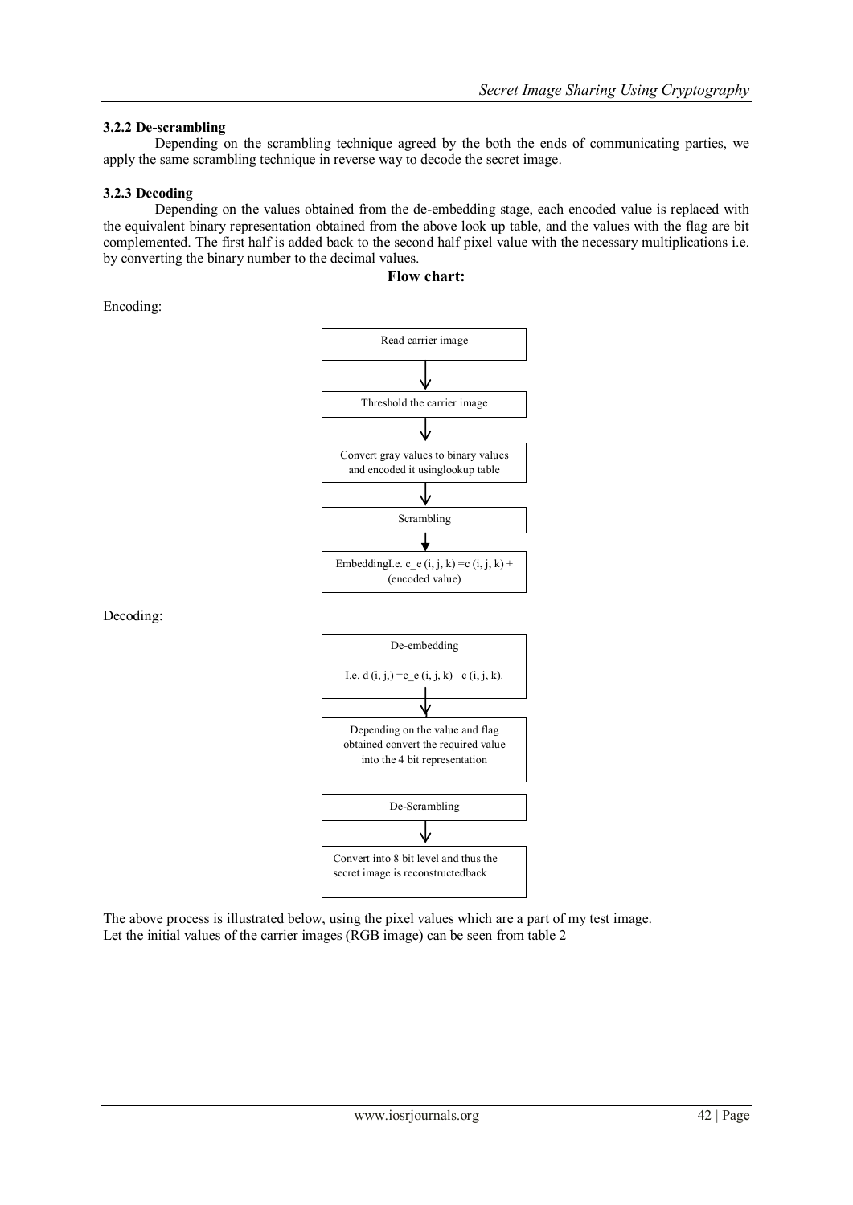### 3.2.2 De-scrambling

Depending on the scrambling technique agreed by the both the ends of communicating parties, we apply the same scrambling technique in reverse way to decode the secret image.

### 3.2.3 Decoding

Depending on the values obtained from the de-embedding stage, each encoded value is replaced with the equivalent binary representation obtained from the above look up table, and the values with the flag are bit complemented. The first half is added back to the second half pixel value with the necessary multiplications i.e. by converting the binary number to the decimal values.

**Flow chart:**

Encoding:

Read carrier image

↓

Threshold the carrier image

↓

Convert gray values to binary values and encoded it usinglookup table

↓

Scrambling

↓

EmbeddingI.e. $c\_e(i, j, k) = c(i, j, k) +$ (encoded value)

Decoding:

De-embedding

I.e. $d(i, j,) = c\_e(i, j, k) - c(i, j, k)$.

↓

Depending on the value and flag obtained convert the required value into the 4 bit representation

De-Scrambling

↓

Convert into 8 bit level and thus the secret image is reconstructedback

The above process is illustrated below, using the pixel values which are a part of my test image.
Let the initial values of the carrier images (RGB image) can be seen from table 2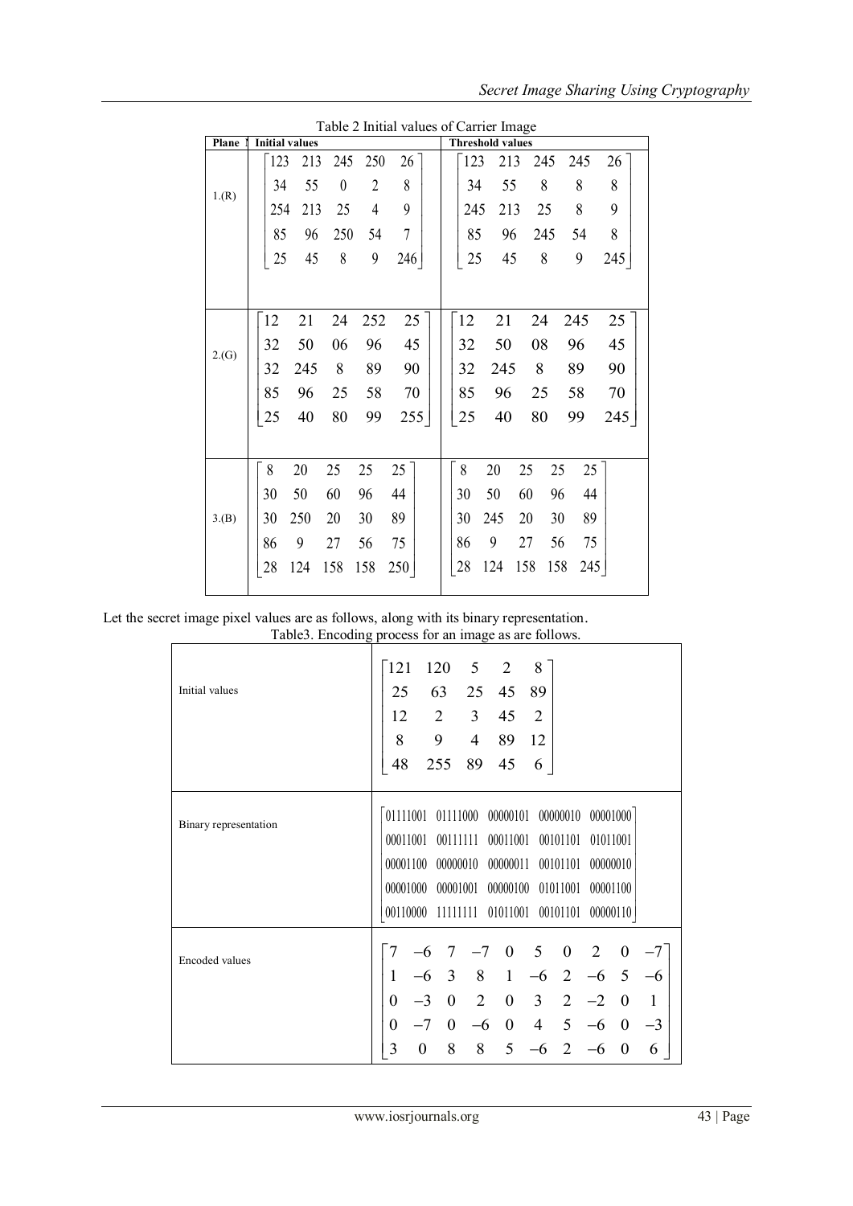Table 2 Initial values of Carrier Image

| Plane No. | Initial values | Threshold values |
|---|---|---|
| 1.(R) | $\begin{bmatrix} 123 & 213 & 245 & 250 & 26 \\ 34 & 55 & 0 & 2 & 8 \\ 254 & 213 & 25 & 4 & 9 \\ 85 & 96 & 250 & 54 & 7 \\ 25 & 45 & 8 & 9 & 246 \end{bmatrix}$ | $\begin{bmatrix} 123 & 213 & 245 & 245 & 26 \\ 34 & 55 & 8 & 8 & 8 \\ 245 & 213 & 25 & 8 & 9 \\ 85 & 96 & 245 & 54 & 8 \\ 25 & 45 & 8 & 9 & 245 \end{bmatrix}$ |
| 2.(G) | $\begin{bmatrix} 12 & 21 & 24 & 252 & 25 \\ 32 & 50 & 06 & 96 & 45 \\ 32 & 245 & 8 & 89 & 90 \\ 85 & 96 & 25 & 58 & 70 \\ 25 & 40 & 80 & 99 & 255 \end{bmatrix}$ | $\begin{bmatrix} 12 & 21 & 24 & 245 & 25 \\ 32 & 50 & 08 & 96 & 45 \\ 32 & 245 & 8 & 89 & 90 \\ 85 & 96 & 25 & 58 & 70 \\ 25 & 40 & 80 & 99 & 245 \end{bmatrix}$ |
| 3.(B) | $\begin{bmatrix} 8 & 20 & 25 & 25 & 25 \\ 30 & 50 & 60 & 96 & 44 \\ 30 & 250 & 20 & 30 & 89 \\ 86 & 9 & 27 & 56 & 75 \\ 28 & 124 & 158 & 158 & 250 \end{bmatrix}$ | $\begin{bmatrix} 8 & 20 & 25 & 25 & 25 \\ 30 & 50 & 60 & 96 & 44 \\ 30 & 245 & 20 & 30 & 89 \\ 86 & 9 & 27 & 56 & 75 \\ 28 & 124 & 158 & 158 & 245 \end{bmatrix}$ |

Let the secret image pixel values are as follows, along with its binary representation.

Table3. Encoding process for an image as are follows.

| | |
|---|---|
| Initial values | $\begin{bmatrix} 121 & 120 & 5 & 2 & 8 \\ 25 & 63 & 25 & 45 & 89 \\ 12 & 2 & 3 & 45 & 2 \\ 8 & 9 & 4 & 89 & 12 \\ 48 & 255 & 89 & 45 & 6 \end{bmatrix}$ |
| Binary representation | $\begin{bmatrix} 01111001 & 01111000 & 00000101 & 00000010 & 00001000 \\ 00011001 & 00111111 & 00011001 & 00101101 & 01011001 \\ 00001100 & 00000010 & 00000011 & 00101101 & 00000010 \\ 00001000 & 00001001 & 00000100 & 01011001 & 00001100 \\ 00110000 & 11111111 & 01011001 & 00101101 & 00000110 \end{bmatrix}$ |
| Encoded values | $\begin{bmatrix} 7 & -6 & 7 & -7 & 0 & 5 & 0 & 2 & 0 & -7 \\ 1 & -6 & 3 & 8 & 1 & -6 & 2 & -6 & 5 & -6 \\ 0 & -3 & 0 & 2 & 0 & 3 & 2 & -2 & 0 & 1 \\ 0 & -7 & 0 & -6 & 0 & 4 & 5 & -6 & 0 & -3 \\ 3 & 0 & 8 & 8 & 5 & -6 & 2 & -6 & 0 & 6 \end{bmatrix}$ |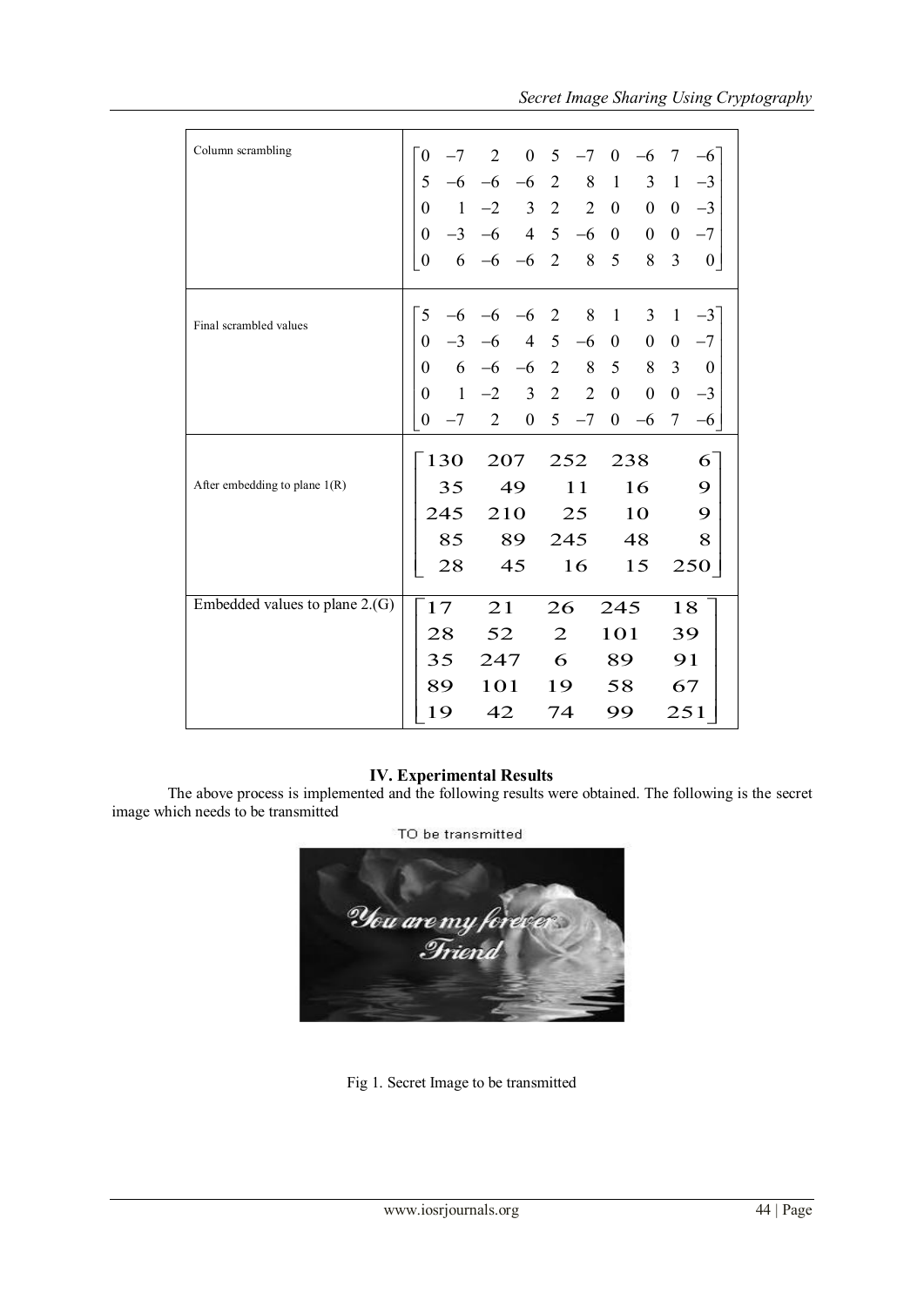| | |
|---|---|
| Column scrambling | $\begin{bmatrix} 0 & -7 & 2 & 0 & 5 & -7 & 0 & -6 & 7 & -6 \\ 5 & -6 & -6 & -6 & 2 & 8 & 1 & 3 & 1 & -3 \\ 0 & 1 & -2 & 3 & 2 & 2 & 0 & 0 & 0 & -3 \\ 0 & -3 & -6 & 4 & 5 & -6 & 0 & 0 & 0 & -7 \\ 0 & 6 & -6 & -6 & 2 & 8 & 5 & 8 & 3 & 0 \end{bmatrix}$ |
| Final scrambled values | $\begin{bmatrix} 5 & -6 & -6 & -6 & 2 & 8 & 1 & 3 & 1 & -3 \\ 0 & -3 & -6 & 4 & 5 & -6 & 0 & 0 & 0 & -7 \\ 0 & 6 & -6 & -6 & 2 & 8 & 5 & 8 & 3 & 0 \\ 0 & 1 & -2 & 3 & 2 & 2 & 0 & 0 & 0 & -3 \\ 0 & -7 & 2 & 0 & 5 & -7 & 0 & -6 & 7 & -6 \end{bmatrix}$ |
| After embedding to plane 1(R) | $\begin{bmatrix} 130 & 207 & 252 & 238 & 6 \\ 35 & 49 & 11 & 16 & 9 \\ 245 & 210 & 25 & 10 & 9 \\ 85 & 89 & 245 & 48 & 8 \\ 28 & 45 & 16 & 15 & 250 \end{bmatrix}$ |
| Embedded values to plane 2.(G) | $\begin{bmatrix} 17 & 21 & 26 & 245 & 18 \\ 28 & 52 & 2 & 101 & 39 \\ 35 & 247 & 6 & 89 & 91 \\ 89 & 101 & 19 & 58 & 67 \\ 19 & 42 & 74 & 99 & 251 \end{bmatrix}$ |

## IV. Experimental Results

The above process is implemented and the following results were obtained. The following is the secret image which needs to be transmitted

TO be transmitted

Fig 1. Secret Image to be transmitted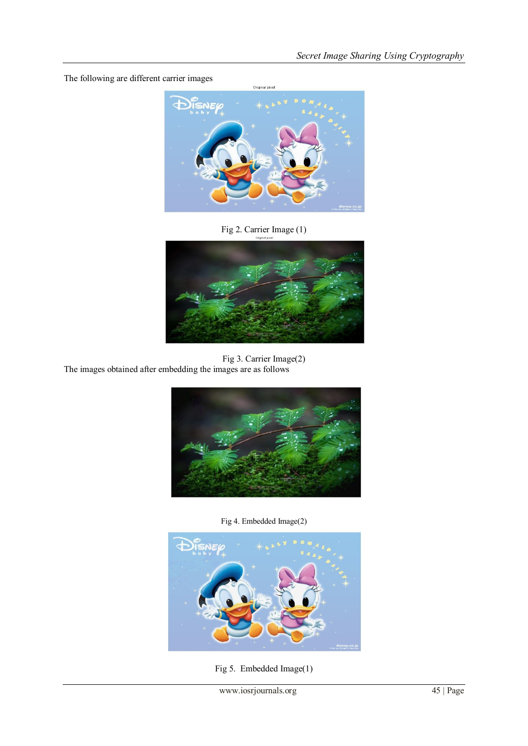The following are different carrier images

Fig 2. Carrier Image (1)

Fig 3. Carrier Image(2)

The images obtained after embedding the images are as follows

Fig 4. Embedded Image(2)

Fig 5. Embedded Image(1)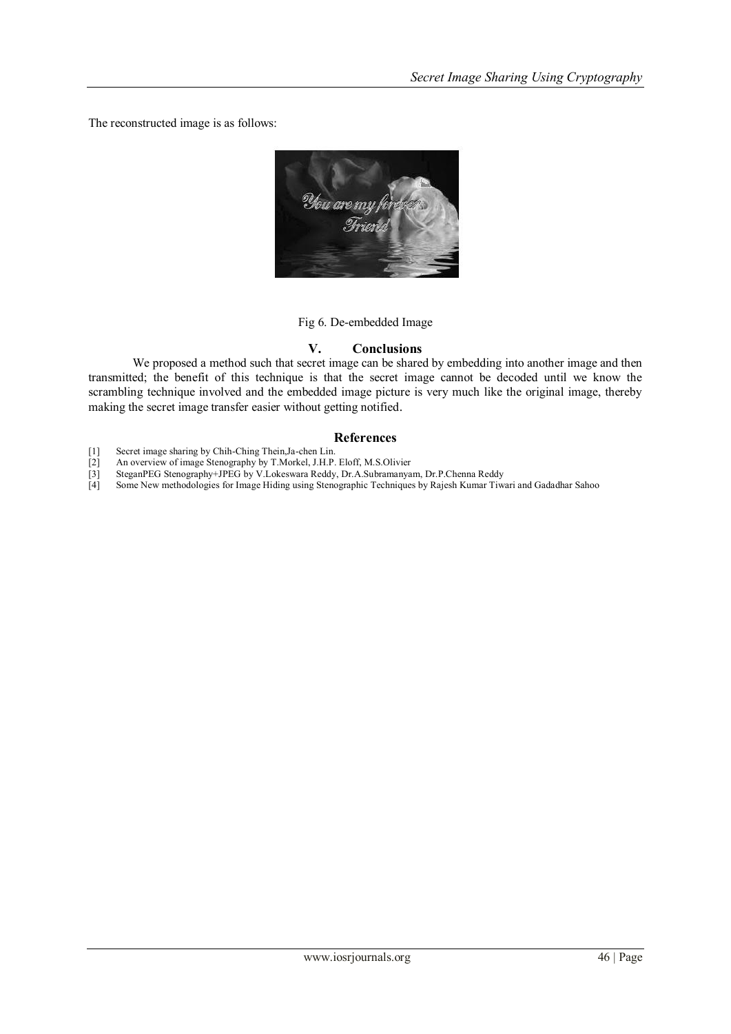The reconstructed image is as follows:

Fig 6. De-embedded Image

## V. Conclusions

We proposed a method such that secret image can be shared by embedding into another image and then transmitted; the benefit of this technique is that the secret image cannot be decoded until we know the scrambling technique involved and the embedded image picture is very much like the original image, thereby making the secret image transfer easier without getting notified.

## References

[1] Secret image sharing by Chih-Ching Thein,Ja-chen Lin.

[2] An overview of image Stenography by T.Morkel, J.H.P. Eloff, M.S.Olivier

[3] SteganPEG Stenography+JPEG by V.Lokeswara Reddy, Dr.A.Subramanyam, Dr.P.Chenna Reddy

[4] Some New methodologies for Image Hiding using Stenographic Techniques by Rajesh Kumar Tiwari and Gadadhar Sahoo